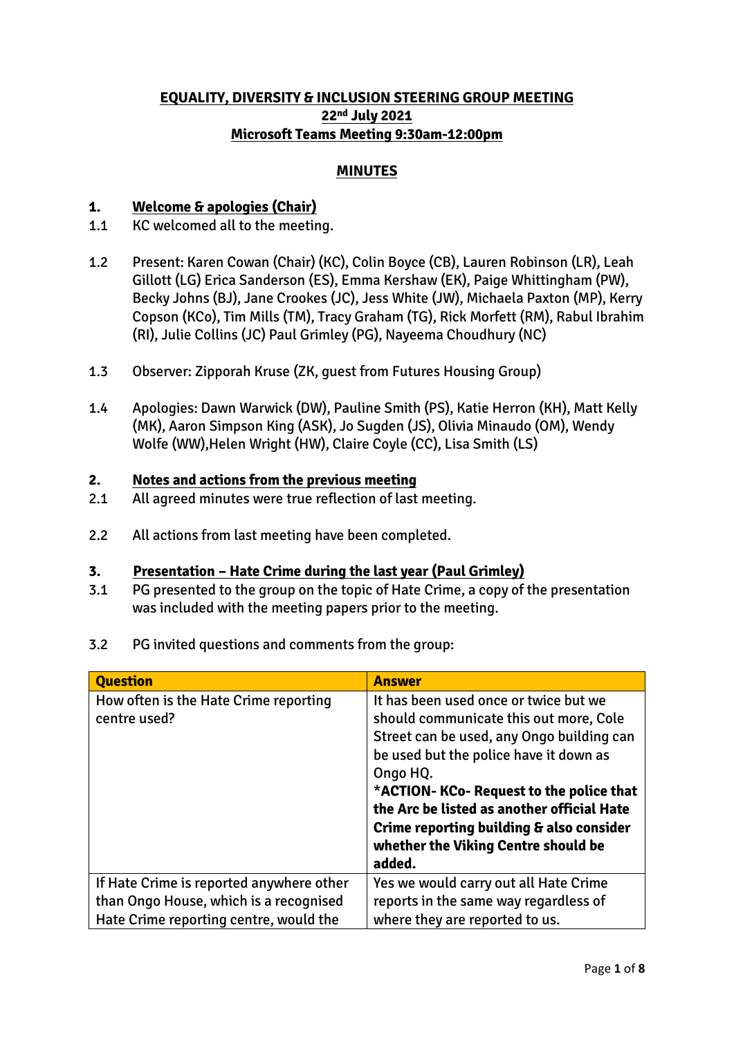# EQUALITY, DIVERSITY & INCLUSION STEERING GROUP MEETING
## 22nd July 2021
## Microsoft Teams Meeting 9:30am-12:00pm

## MINUTES

### 1. Welcome & apologies (Chair)

1.1 KC welcomed all to the meeting.

1.2 Present: Karen Cowan (Chair) (KC), Colin Boyce (CB), Lauren Robinson (LR), Leah Gillott (LG) Erica Sanderson (ES), Emma Kershaw (EK), Paige Whittingham (PW), Becky Johns (BJ), Jane Crookes (JC), Jess White (JW), Michaela Paxton (MP), Kerry Copson (KCo), Tim Mills (TM), Tracy Graham (TG), Rick Morfett (RM), Rabul Ibrahim (RI), Julie Collins (JC) Paul Grimley (PG), Nayeema Choudhury (NC)

1.3 Observer: Zipporah Kruse (ZK, guest from Futures Housing Group)

1.4 Apologies: Dawn Warwick (DW), Pauline Smith (PS), Katie Herron (KH), Matt Kelly (MK), Aaron Simpson King (ASK), Jo Sugden (JS), Olivia Minaudo (OM), Wendy Wolfe (WW),Helen Wright (HW), Claire Coyle (CC), Lisa Smith (LS)

### 2. Notes and actions from the previous meeting

2.1 All agreed minutes were true reflection of last meeting.

2.2 All actions from last meeting have been completed.

### 3. Presentation – Hate Crime during the last year (Paul Grimley)

3.1 PG presented to the group on the topic of Hate Crime, a copy of the presentation was included with the meeting papers prior to the meeting.

3.2 PG invited questions and comments from the group:

| Question | Answer |
|---|---|
| How often is the Hate Crime reporting centre used? | It has been used once or twice but we should communicate this out more, Cole Street can be used, any Ongo building can be used but the police have it down as Ongo HQ. **\*ACTION- KCo- Request to the police that the Arc be listed as another official Hate Crime reporting building & also consider whether the Viking Centre should be added.** |
| If Hate Crime is reported anywhere other than Ongo House, which is a recognised Hate Crime reporting centre, would the | Yes we would carry out all Hate Crime reports in the same way regardless of where they are reported to us. |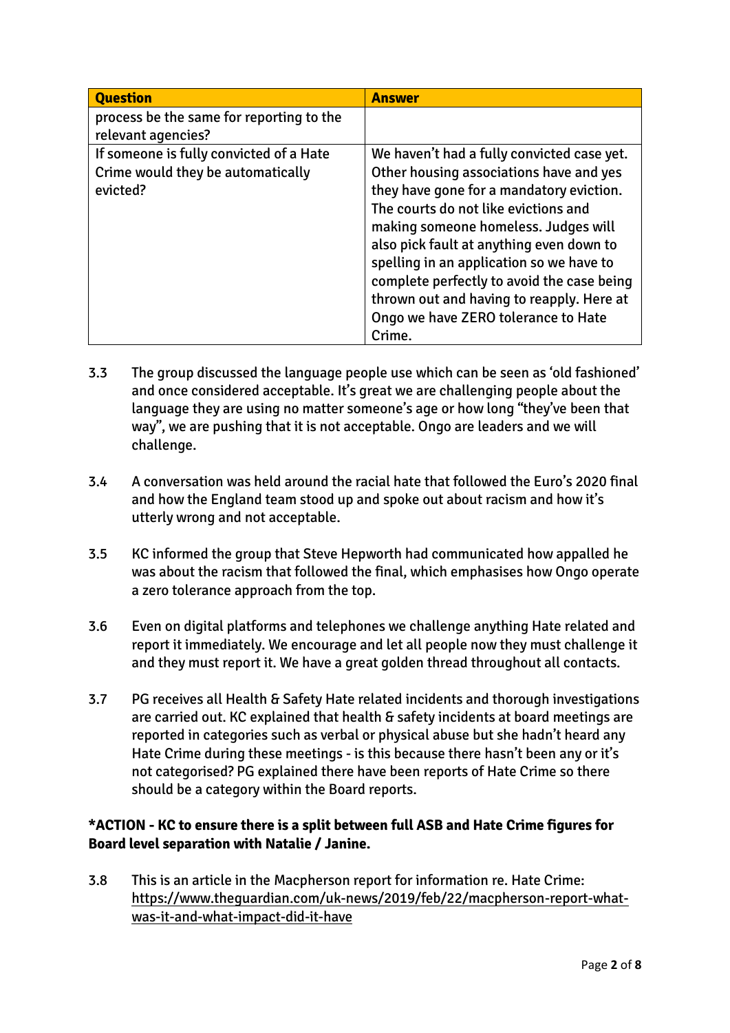| Question | Answer |
| --- | --- |
| process be the same for reporting to the relevant agencies? | |
| If someone is fully convicted of a Hate Crime would they be automatically evicted? | We haven't had a fully convicted case yet. Other housing associations have and yes they have gone for a mandatory eviction. The courts do not like evictions and making someone homeless. Judges will also pick fault at anything even down to spelling in an application so we have to complete perfectly to avoid the case being thrown out and having to reapply. Here at Ongo we have ZERO tolerance to Hate Crime. |

3.3 The group discussed the language people use which can be seen as 'old fashioned' and once considered acceptable. It's great we are challenging people about the language they are using no matter someone's age or how long "they've been that way", we are pushing that it is not acceptable. Ongo are leaders and we will challenge.

3.4 A conversation was held around the racial hate that followed the Euro's 2020 final and how the England team stood up and spoke out about racism and how it's utterly wrong and not acceptable.

3.5 KC informed the group that Steve Hepworth had communicated how appalled he was about the racism that followed the final, which emphasises how Ongo operate a zero tolerance approach from the top.

3.6 Even on digital platforms and telephones we challenge anything Hate related and report it immediately. We encourage and let all people now they must challenge it and they must report it. We have a great golden thread throughout all contacts.

3.7 PG receives all Health & Safety Hate related incidents and thorough investigations are carried out. KC explained that health & safety incidents at board meetings are reported in categories such as verbal or physical abuse but she hadn't heard any Hate Crime during these meetings - is this because there hasn't been any or it's not categorised? PG explained there have been reports of Hate Crime so there should be a category within the Board reports.

**\*ACTION - KC to ensure there is a split between full ASB and Hate Crime figures for Board level separation with Natalie / Janine.**

3.8 This is an article in the Macpherson report for information re. Hate Crime: https://www.theguardian.com/uk-news/2019/feb/22/macpherson-report-what-was-it-and-what-impact-did-it-have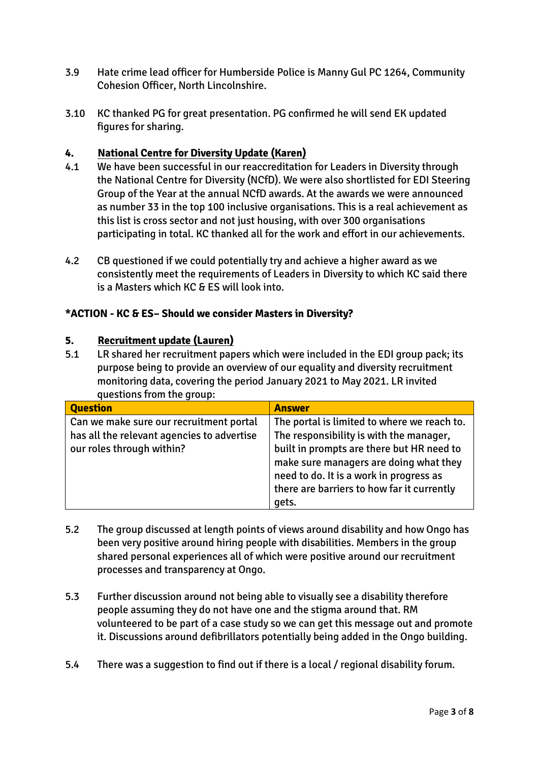3.9 Hate crime lead officer for Humberside Police is Manny Gul PC 1264, Community Cohesion Officer, North Lincolnshire.

3.10 KC thanked PG for great presentation. PG confirmed he will send EK updated figures for sharing.

## 4. National Centre for Diversity Update (Karen)

4.1 We have been successful in our reaccreditation for Leaders in Diversity through the National Centre for Diversity (NCfD). We were also shortlisted for EDI Steering Group of the Year at the annual NCfD awards. At the awards we were announced as number 33 in the top 100 inclusive organisations. This is a real achievement as this list is cross sector and not just housing, with over 300 organisations participating in total. KC thanked all for the work and effort in our achievements.

4.2 CB questioned if we could potentially try and achieve a higher award as we consistently meet the requirements of Leaders in Diversity to which KC said there is a Masters which KC & ES will look into.

**\*ACTION - KC & ES– Should we consider Masters in Diversity?**

## 5. Recruitment update (Lauren)

5.1 LR shared her recruitment papers which were included in the EDI group pack; its purpose being to provide an overview of our equality and diversity recruitment monitoring data, covering the period January 2021 to May 2021. LR invited questions from the group:

| Question | Answer |
| --- | --- |
| Can we make sure our recruitment portal has all the relevant agencies to advertise our roles through within? | The portal is limited to where we reach to. The responsibility is with the manager, built in prompts are there but HR need to make sure managers are doing what they need to do. It is a work in progress as there are barriers to how far it currently gets. |

5.2 The group discussed at length points of views around disability and how Ongo has been very positive around hiring people with disabilities. Members in the group shared personal experiences all of which were positive around our recruitment processes and transparency at Ongo.

5.3 Further discussion around not being able to visually see a disability therefore people assuming they do not have one and the stigma around that. RM volunteered to be part of a case study so we can get this message out and promote it. Discussions around defibrillators potentially being added in the Ongo building.

5.4 There was a suggestion to find out if there is a local / regional disability forum.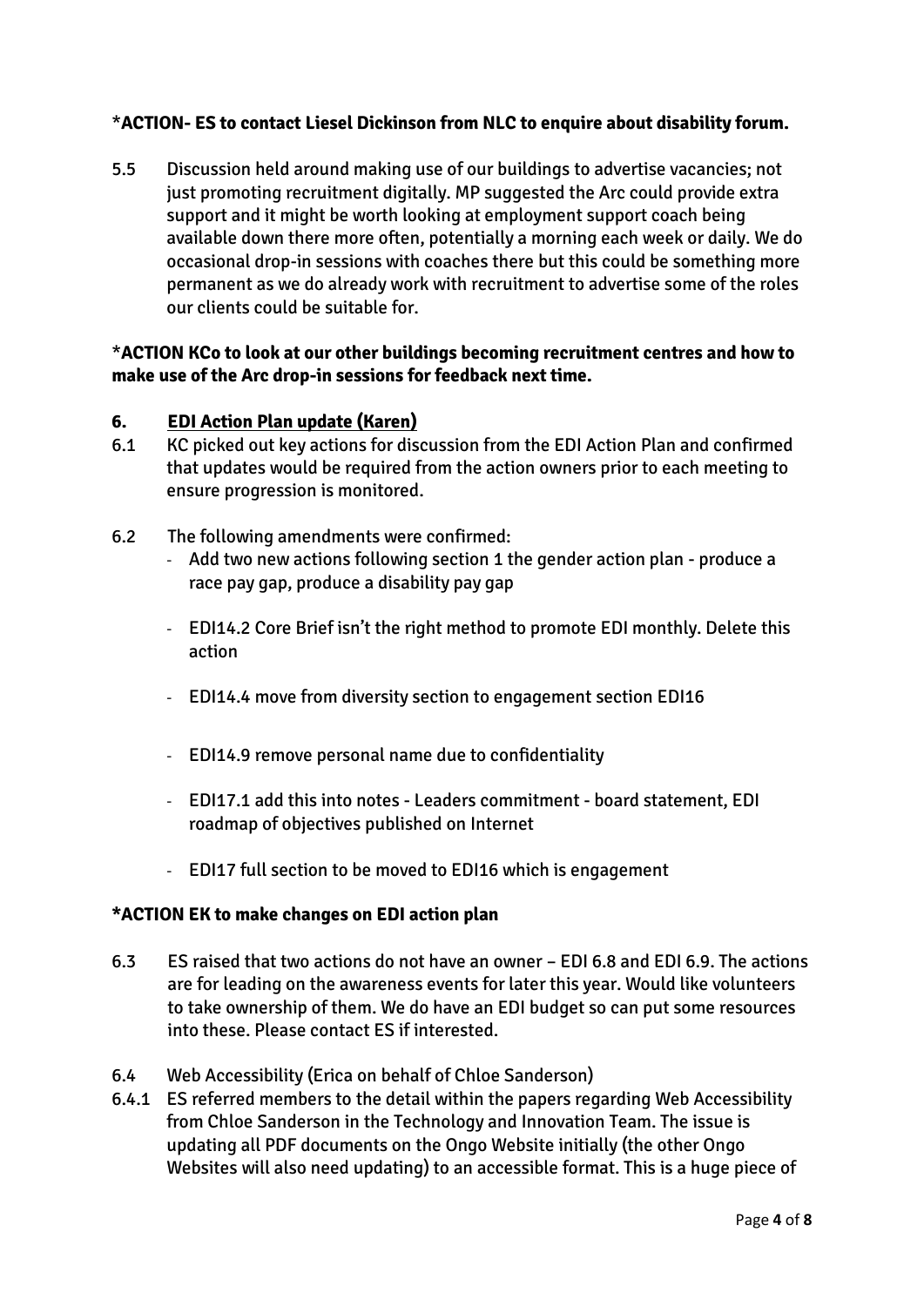**\*ACTION- ES to contact Liesel Dickinson from NLC to enquire about disability forum.**

5.5 Discussion held around making use of our buildings to advertise vacancies; not just promoting recruitment digitally. MP suggested the Arc could provide extra support and it might be worth looking at employment support coach being available down there more often, potentially a morning each week or daily. We do occasional drop-in sessions with coaches there but this could be something more permanent as we do already work with recruitment to advertise some of the roles our clients could be suitable for.

**\*ACTION KCo to look at our other buildings becoming recruitment centres and how to make use of the Arc drop-in sessions for feedback next time.**

## 6. EDI Action Plan update (Karen)

6.1 KC picked out key actions for discussion from the EDI Action Plan and confirmed that updates would be required from the action owners prior to each meeting to ensure progression is monitored.

6.2 The following amendments were confirmed:

- Add two new actions following section 1 the gender action plan - produce a race pay gap, produce a disability pay gap
- EDI14.2 Core Brief isn't the right method to promote EDI monthly. Delete this action
- EDI14.4 move from diversity section to engagement section EDI16
- EDI14.9 remove personal name due to confidentiality
- EDI17.1 add this into notes - Leaders commitment - board statement, EDI roadmap of objectives published on Internet
- EDI17 full section to be moved to EDI16 which is engagement

**\*ACTION EK to make changes on EDI action plan**

6.3 ES raised that two actions do not have an owner – EDI 6.8 and EDI 6.9. The actions are for leading on the awareness events for later this year. Would like volunteers to take ownership of them. We do have an EDI budget so can put some resources into these. Please contact ES if interested.

6.4 Web Accessibility (Erica on behalf of Chloe Sanderson)

6.4.1 ES referred members to the detail within the papers regarding Web Accessibility from Chloe Sanderson in the Technology and Innovation Team. The issue is updating all PDF documents on the Ongo Website initially (the other Ongo Websites will also need updating) to an accessible format. This is a huge piece of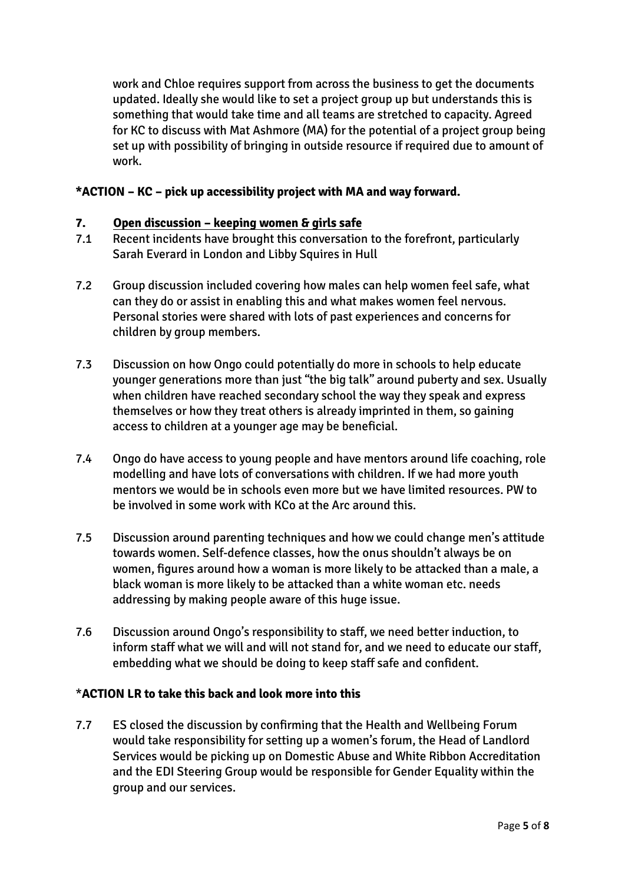work and Chloe requires support from across the business to get the documents updated. Ideally she would like to set a project group up but understands this is something that would take time and all teams are stretched to capacity. Agreed for KC to discuss with Mat Ashmore (MA) for the potential of a project group being set up with possibility of bringing in outside resource if required due to amount of work.

**\*ACTION – KC – pick up accessibility project with MA and way forward.**

**7. <u>Open discussion – keeping women & girls safe</u>**

7.1 Recent incidents have brought this conversation to the forefront, particularly Sarah Everard in London and Libby Squires in Hull

7.2 Group discussion included covering how males can help women feel safe, what can they do or assist in enabling this and what makes women feel nervous. Personal stories were shared with lots of past experiences and concerns for children by group members.

7.3 Discussion on how Ongo could potentially do more in schools to help educate younger generations more than just "the big talk" around puberty and sex. Usually when children have reached secondary school the way they speak and express themselves or how they treat others is already imprinted in them, so gaining access to children at a younger age may be beneficial.

7.4 Ongo do have access to young people and have mentors around life coaching, role modelling and have lots of conversations with children. If we had more youth mentors we would be in schools even more but we have limited resources. PW to be involved in some work with KCo at the Arc around this.

7.5 Discussion around parenting techniques and how we could change men's attitude towards women. Self-defence classes, how the onus shouldn't always be on women, figures around how a woman is more likely to be attacked than a male, a black woman is more likely to be attacked than a white woman etc. needs addressing by making people aware of this huge issue.

7.6 Discussion around Ongo's responsibility to staff, we need better induction, to inform staff what we will and will not stand for, and we need to educate our staff, embedding what we should be doing to keep staff safe and confident.

**\*ACTION LR to take this back and look more into this**

7.7 ES closed the discussion by confirming that the Health and Wellbeing Forum would take responsibility for setting up a women's forum, the Head of Landlord Services would be picking up on Domestic Abuse and White Ribbon Accreditation and the EDI Steering Group would be responsible for Gender Equality within the group and our services.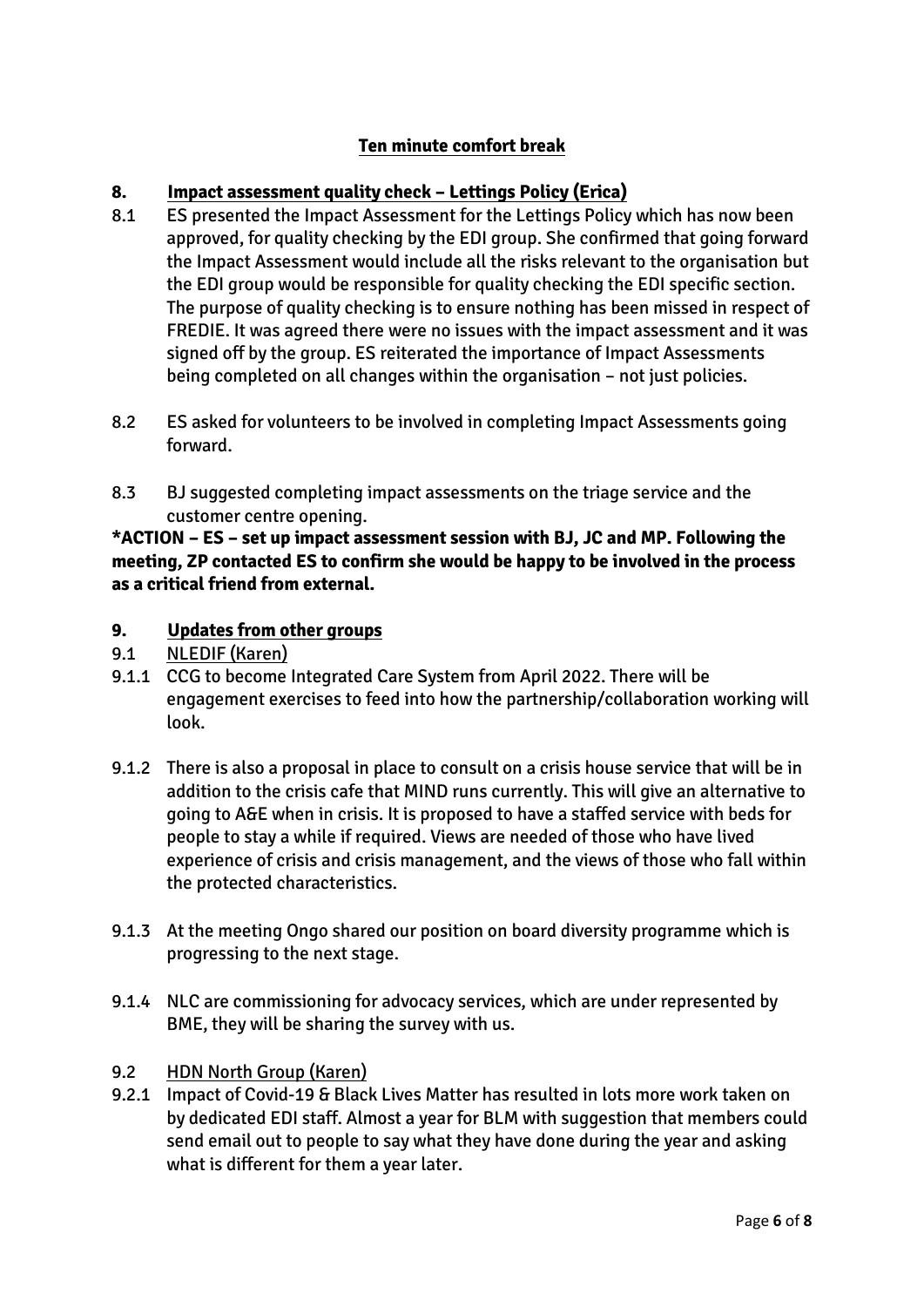**Ten minute comfort break**

## 8. Impact assessment quality check – Lettings Policy (Erica)

8.1 ES presented the Impact Assessment for the Lettings Policy which has now been approved, for quality checking by the EDI group. She confirmed that going forward the Impact Assessment would include all the risks relevant to the organisation but the EDI group would be responsible for quality checking the EDI specific section. The purpose of quality checking is to ensure nothing has been missed in respect of FREDIE. It was agreed there were no issues with the impact assessment and it was signed off by the group. ES reiterated the importance of Impact Assessments being completed on all changes within the organisation – not just policies.

8.2 ES asked for volunteers to be involved in completing Impact Assessments going forward.

8.3 BJ suggested completing impact assessments on the triage service and the customer centre opening.

**\*ACTION – ES – set up impact assessment session with BJ, JC and MP. Following the meeting, ZP contacted ES to confirm she would be happy to be involved in the process as a critical friend from external.**

## 9. Updates from other groups

9.1 NLEDIF (Karen)

9.1.1 CCG to become Integrated Care System from April 2022. There will be engagement exercises to feed into how the partnership/collaboration working will look.

9.1.2 There is also a proposal in place to consult on a crisis house service that will be in addition to the crisis cafe that MIND runs currently. This will give an alternative to going to A&E when in crisis. It is proposed to have a staffed service with beds for people to stay a while if required. Views are needed of those who have lived experience of crisis and crisis management, and the views of those who fall within the protected characteristics.

9.1.3 At the meeting Ongo shared our position on board diversity programme which is progressing to the next stage.

9.1.4 NLC are commissioning for advocacy services, which are under represented by BME, they will be sharing the survey with us.

9.2 HDN North Group (Karen)

9.2.1 Impact of Covid-19 & Black Lives Matter has resulted in lots more work taken on by dedicated EDI staff. Almost a year for BLM with suggestion that members could send email out to people to say what they have done during the year and asking what is different for them a year later.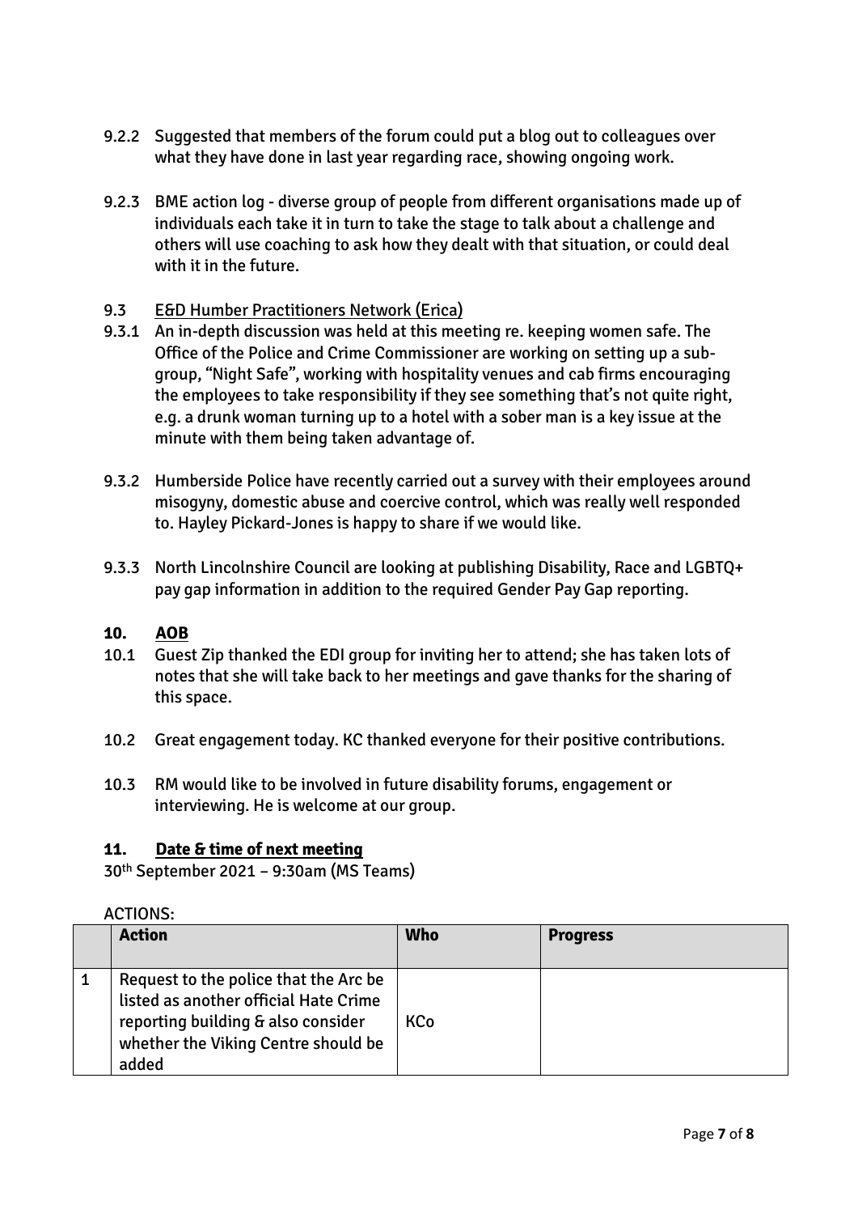9.2.2 Suggested that members of the forum could put a blog out to colleagues over what they have done in last year regarding race, showing ongoing work.

9.2.3 BME action log - diverse group of people from different organisations made up of individuals each take it in turn to take the stage to talk about a challenge and others will use coaching to ask how they dealt with that situation, or could deal with it in the future.

9.3 <u>E&D Humber Practitioners Network (Erica)</u>

9.3.1 An in-depth discussion was held at this meeting re. keeping women safe. The Office of the Police and Crime Commissioner are working on setting up a sub-group, "Night Safe", working with hospitality venues and cab firms encouraging the employees to take responsibility if they see something that's not quite right, e.g. a drunk woman turning up to a hotel with a sober man is a key issue at the minute with them being taken advantage of.

9.3.2 Humberside Police have recently carried out a survey with their employees around misogyny, domestic abuse and coercive control, which was really well responded to. Hayley Pickard-Jones is happy to share if we would like.

9.3.3 North Lincolnshire Council are looking at publishing Disability, Race and LGBTQ+ pay gap information in addition to the required Gender Pay Gap reporting.

## 10. AOB

10.1 Guest Zip thanked the EDI group for inviting her to attend; she has taken lots of notes that she will take back to her meetings and gave thanks for the sharing of this space.

10.2 Great engagement today. KC thanked everyone for their positive contributions.

10.3 RM would like to be involved in future disability forums, engagement or interviewing. He is welcome at our group.

## 11. Date & time of next meeting

30th September 2021 – 9:30am (MS Teams)

ACTIONS:

| | Action | Who | Progress |
|---|---|---|---|
| 1 | Request to the police that the Arc be listed as another official Hate Crime reporting building & also consider whether the Viking Centre should be added | KCo | |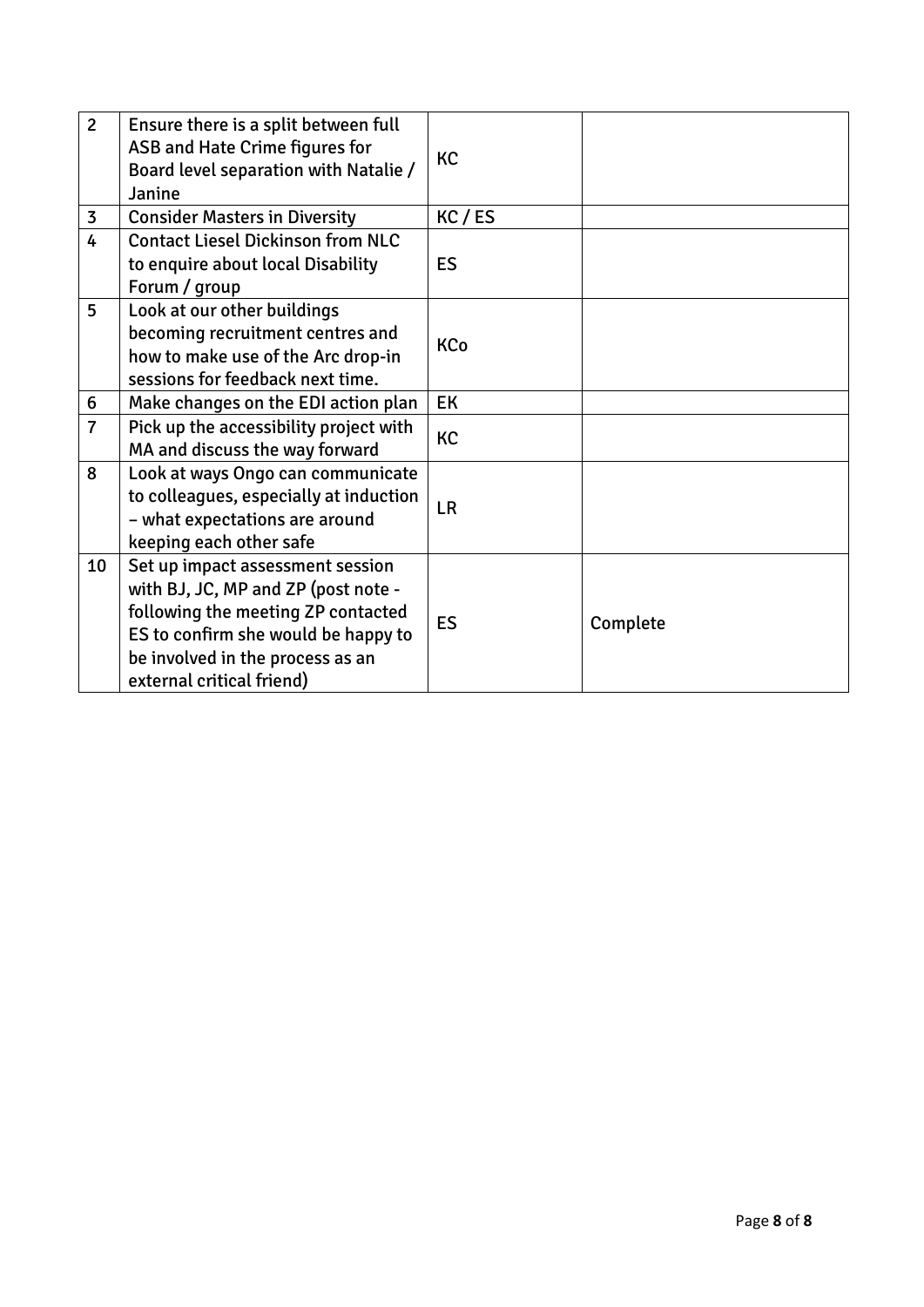| | | | |
|---|---|---|---|
| 2 | Ensure there is a split between full ASB and Hate Crime figures for Board level separation with Natalie / Janine | KC | |
| 3 | Consider Masters in Diversity | KC / ES | |
| 4 | Contact Liesel Dickinson from NLC to enquire about local Disability Forum / group | ES | |
| 5 | Look at our other buildings becoming recruitment centres and how to make use of the Arc drop-in sessions for feedback next time. | KCo | |
| 6 | Make changes on the EDI action plan | EK | |
| 7 | Pick up the accessibility project with MA and discuss the way forward | KC | |
| 8 | Look at ways Ongo can communicate to colleagues, especially at induction – what expectations are around keeping each other safe | LR | |
| 10 | Set up impact assessment session with BJ, JC, MP and ZP (post note - following the meeting ZP contacted ES to confirm she would be happy to be involved in the process as an external critical friend) | ES | Complete |